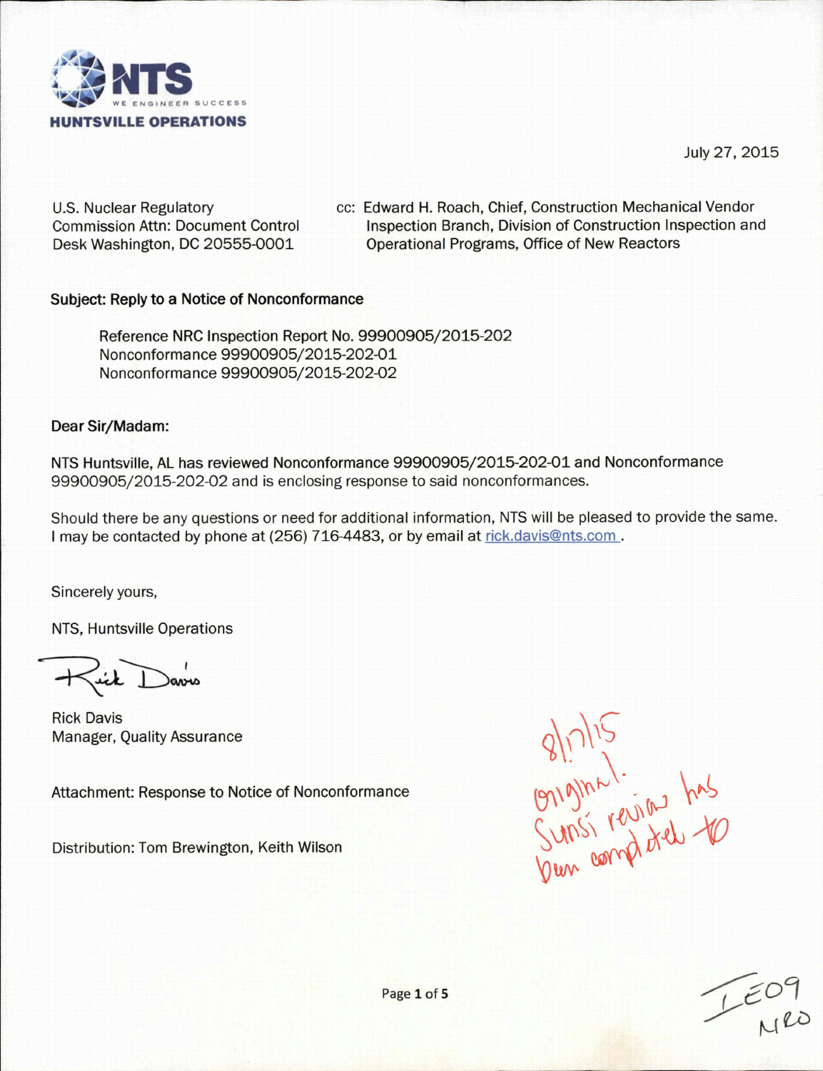**NTS**
WE ENGINEER SUCCESS
**HUNTSVILLE OPERATIONS**

July 27, 2015

U.S. Nuclear Regulatory Commission Attn: Document Control Desk Washington, DC 20555-0001

cc: Edward H. Roach, Chief, Construction Mechanical Vendor Inspection Branch, Division of Construction Inspection and Operational Programs, Office of New Reactors

**Subject: Reply to a Notice of Nonconformance**

Reference NRC Inspection Report No. 99900905/2015-202
Nonconformance 99900905/2015-202-01
Nonconformance 99900905/2015-202-02

**Dear Sir/Madam:**

NTS Huntsville, AL has reviewed Nonconformance 99900905/2015-202-01 and Nonconformance 99900905/2015-202-02 and is enclosing response to said nonconformances.

Should there be any questions or need for additional information, NTS will be pleased to provide the same. I may be contacted by phone at (256) 716-4483, or by email at rick.davis@nts.com .

Sincerely yours,

NTS, Huntsville Operations

Rick Davis

Rick Davis
Manager, Quality Assurance

Attachment: Response to Notice of Nonconformance

Distribution: Tom Brewington, Keith Wilson

8/17/15
original.
Sunsi review has
been completed to

IE09
NRO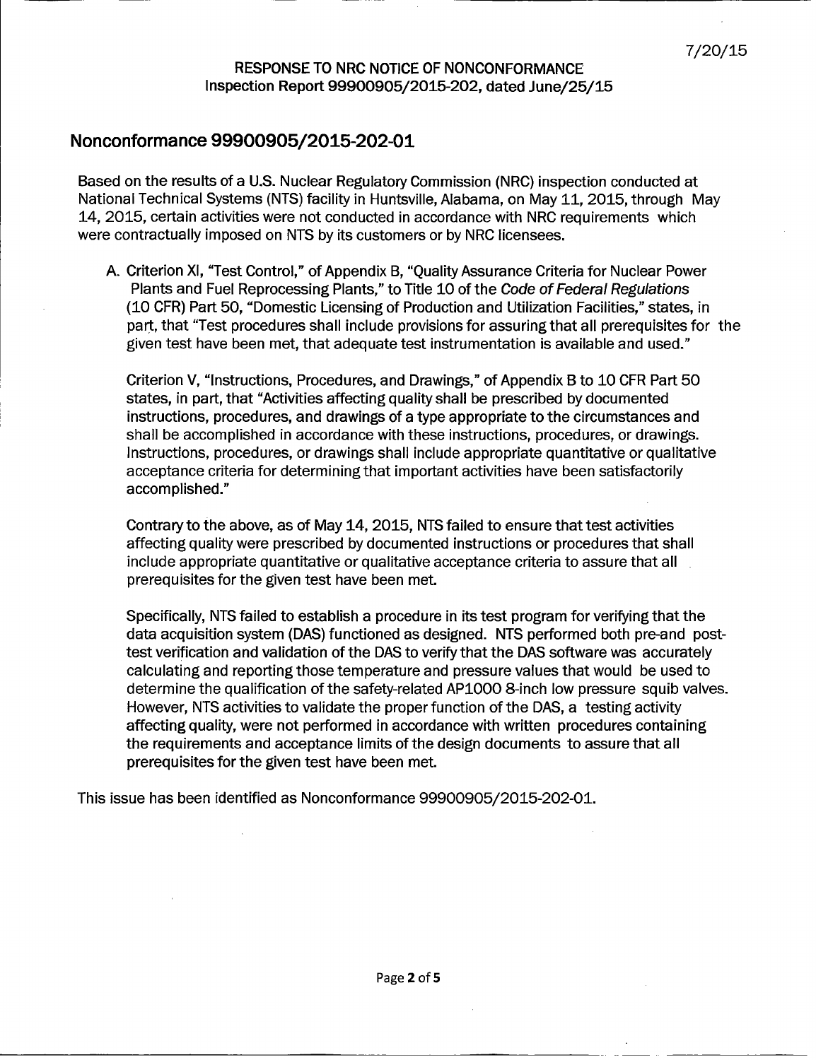7/20/15

RESPONSE TO NRC NOTICE OF NONCONFORMANCE
Inspection Report 99900905/2015-202, dated June/25/15

## Nonconformance 99900905/2015-202-01

Based on the results of a U.S. Nuclear Regulatory Commission (NRC) inspection conducted at National Technical Systems (NTS) facility in Huntsville, Alabama, on May 11, 2015, through May 14, 2015, certain activities were not conducted in accordance with NRC requirements which were contractually imposed on NTS by its customers or by NRC licensees.

A. Criterion XI, "Test Control," of Appendix B, "Quality Assurance Criteria for Nuclear Power Plants and Fuel Reprocessing Plants," to Title 10 of the *Code of Federal Regulations* (10 CFR) Part 50, "Domestic Licensing of Production and Utilization Facilities," states, in part, that "Test procedures shall include provisions for assuring that all prerequisites for the given test have been met, that adequate test instrumentation is available and used."

   Criterion V, "Instructions, Procedures, and Drawings," of Appendix B to 10 CFR Part 50 states, in part, that "Activities affecting quality shall be prescribed by documented instructions, procedures, and drawings of a type appropriate to the circumstances and shall be accomplished in accordance with these instructions, procedures, or drawings. Instructions, procedures, or drawings shall include appropriate quantitative or qualitative acceptance criteria for determining that important activities have been satisfactorily accomplished."

   Contrary to the above, as of May 14, 2015, NTS failed to ensure that test activities affecting quality were prescribed by documented instructions or procedures that shall include appropriate quantitative or qualitative acceptance criteria to assure that all prerequisites for the given test have been met.

   Specifically, NTS failed to establish a procedure in its test program for verifying that the data acquisition system (DAS) functioned as designed. NTS performed both pre-and post-test verification and validation of the DAS to verify that the DAS software was accurately calculating and reporting those temperature and pressure values that would be used to determine the qualification of the safety-related AP1000 8-inch low pressure squib valves. However, NTS activities to validate the proper function of the DAS, a testing activity affecting quality, were not performed in accordance with written procedures containing the requirements and acceptance limits of the design documents to assure that all prerequisites for the given test have been met.

This issue has been identified as Nonconformance 99900905/2015-202-01.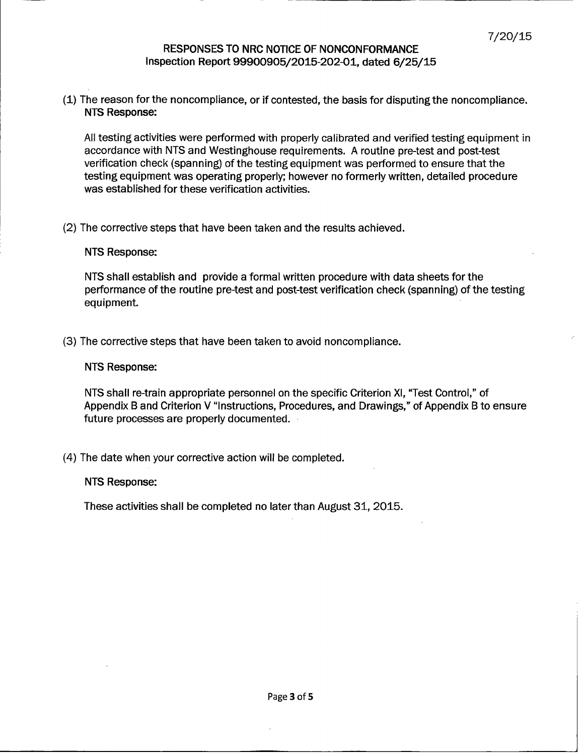7/20/15

# RESPONSES TO NRC NOTICE OF NONCONFORMANCE
## Inspection Report 99900905/2015-202-01, dated 6/25/15

(1) The reason for the noncompliance, or if contested, the basis for disputing the noncompliance.
**NTS Response:**

All testing activities were performed with properly calibrated and verified testing equipment in accordance with NTS and Westinghouse requirements. A routine pre-test and post-test verification check (spanning) of the testing equipment was performed to ensure that the testing equipment was operating properly; however no formerly written, detailed procedure was established for these verification activities.

(2) The corrective steps that have been taken and the results achieved.

**NTS Response:**

NTS shall establish and provide a formal written procedure with data sheets for the performance of the routine pre-test and post-test verification check (spanning) of the testing equipment.

(3) The corrective steps that have been taken to avoid noncompliance.

**NTS Response:**

NTS shall re-train appropriate personnel on the specific Criterion XI, "Test Control," of Appendix B and Criterion V "Instructions, Procedures, and Drawings," of Appendix B to ensure future processes are properly documented.

(4) The date when your corrective action will be completed.

**NTS Response:**

These activities shall be completed no later than August 31, 2015.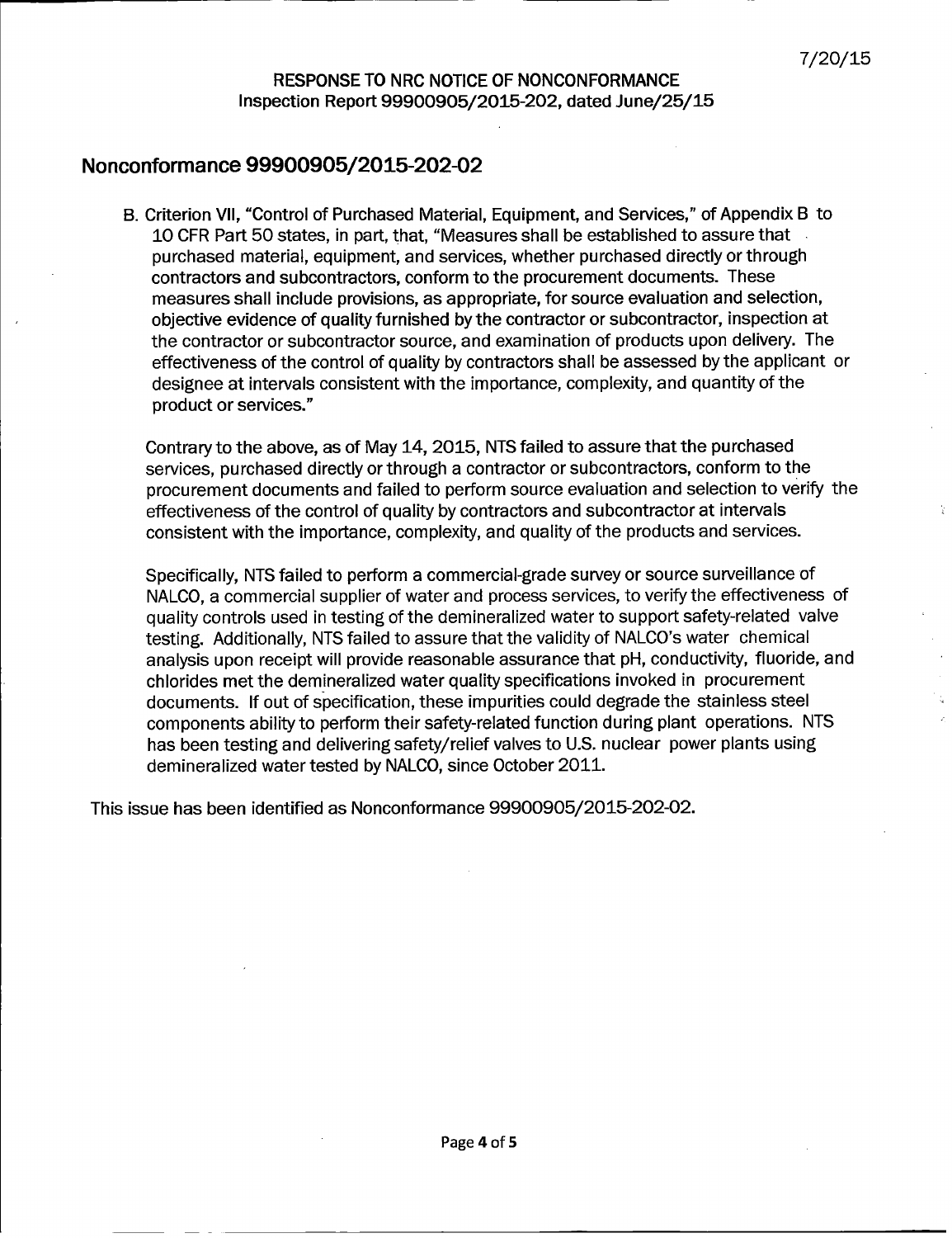# Nonconformance 99900905/2015-202-02

B. Criterion VII, "Control of Purchased Material, Equipment, and Services," of Appendix B to 10 CFR Part 50 states, in part, that, "Measures shall be established to assure that purchased material, equipment, and services, whether purchased directly or through contractors and subcontractors, conform to the procurement documents. These measures shall include provisions, as appropriate, for source evaluation and selection, objective evidence of quality furnished by the contractor or subcontractor, inspection at the contractor or subcontractor source, and examination of products upon delivery. The effectiveness of the control of quality by contractors shall be assessed by the applicant or designee at intervals consistent with the importance, complexity, and quantity of the product or services."

Contrary to the above, as of May 14, 2015, NTS failed to assure that the purchased services, purchased directly or through a contractor or subcontractors, conform to the procurement documents and failed to perform source evaluation and selection to verify the effectiveness of the control of quality by contractors and subcontractor at intervals consistent with the importance, complexity, and quality of the products and services.

Specifically, NTS failed to perform a commercial-grade survey or source surveillance of NALCO, a commercial supplier of water and process services, to verify the effectiveness of quality controls used in testing of the demineralized water to support safety-related valve testing. Additionally, NTS failed to assure that the validity of NALCO's water chemical analysis upon receipt will provide reasonable assurance that pH, conductivity, fluoride, and chlorides met the demineralized water quality specifications invoked in procurement documents. If out of specification, these impurities could degrade the stainless steel components ability to perform their safety-related function during plant operations. NTS has been testing and delivering safety/relief valves to U.S. nuclear power plants using demineralized water tested by NALCO, since October 2011.

This issue has been identified as Nonconformance 99900905/2015-202-02.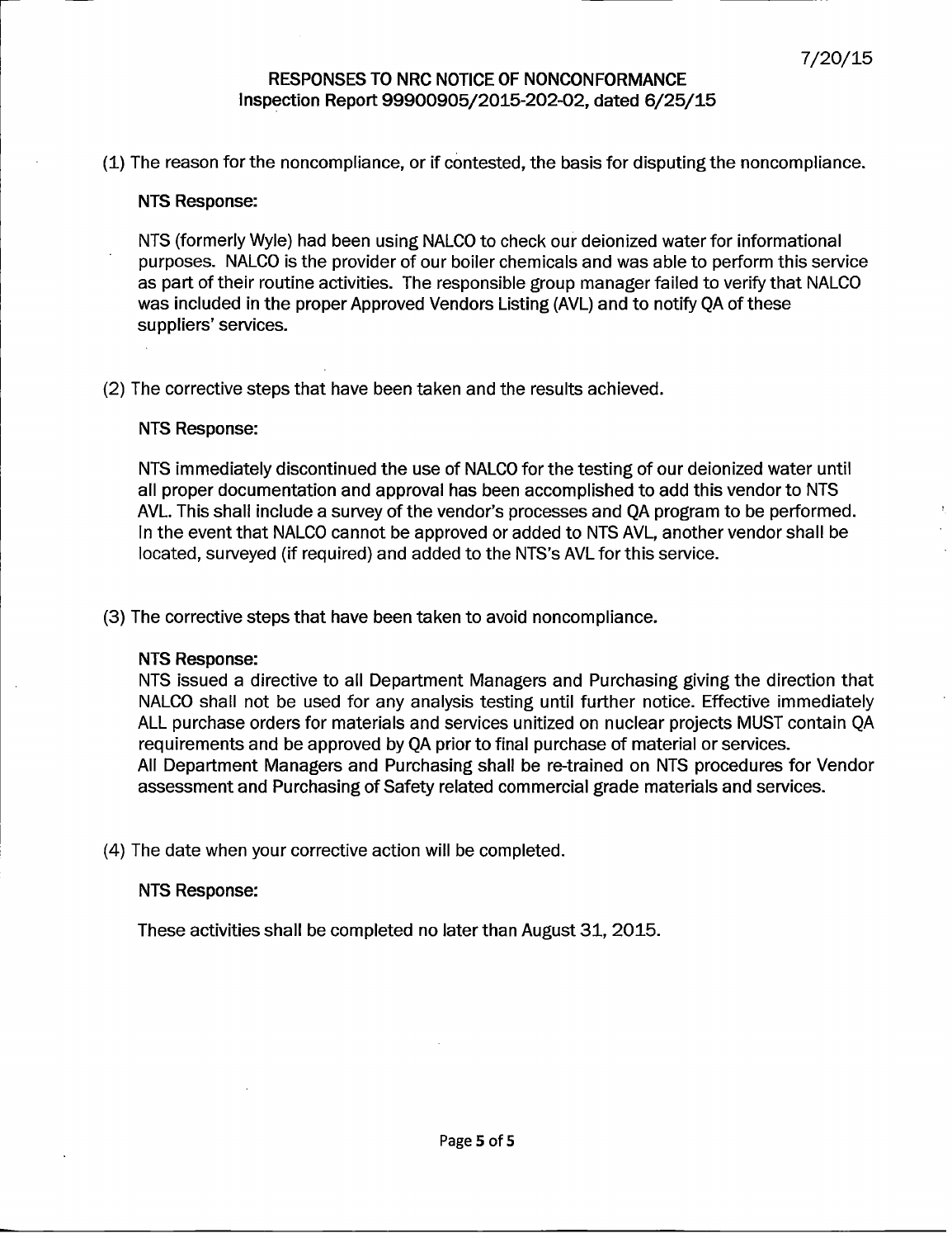7/20/15

**RESPONSES TO NRC NOTICE OF NONCONFORMANCE**
**Inspection Report 99900905/2015-202-02, dated 6/25/15**

(1) The reason for the noncompliance, or if contested, the basis for disputing the noncompliance.

**NTS Response:**

NTS (formerly Wyle) had been using NALCO to check our deionized water for informational purposes. NALCO is the provider of our boiler chemicals and was able to perform this service as part of their routine activities. The responsible group manager failed to verify that NALCO was included in the proper Approved Vendors Listing (AVL) and to notify QA of these suppliers' services.

(2) The corrective steps that have been taken and the results achieved.

**NTS Response:**

NTS immediately discontinued the use of NALCO for the testing of our deionized water until all proper documentation and approval has been accomplished to add this vendor to NTS AVL. This shall include a survey of the vendor's processes and QA program to be performed. In the event that NALCO cannot be approved or added to NTS AVL, another vendor shall be located, surveyed (if required) and added to the NTS's AVL for this service.

(3) The corrective steps that have been taken to avoid noncompliance.

**NTS Response:**

NTS issued a directive to all Department Managers and Purchasing giving the direction that NALCO shall not be used for any analysis testing until further notice. Effective immediately ALL purchase orders for materials and services unitized on nuclear projects MUST contain QA requirements and be approved by QA prior to final purchase of material or services.

All Department Managers and Purchasing shall be re-trained on NTS procedures for Vendor assessment and Purchasing of Safety related commercial grade materials and services.

(4) The date when your corrective action will be completed.

**NTS Response:**

These activities shall be completed no later than August 31, 2015.